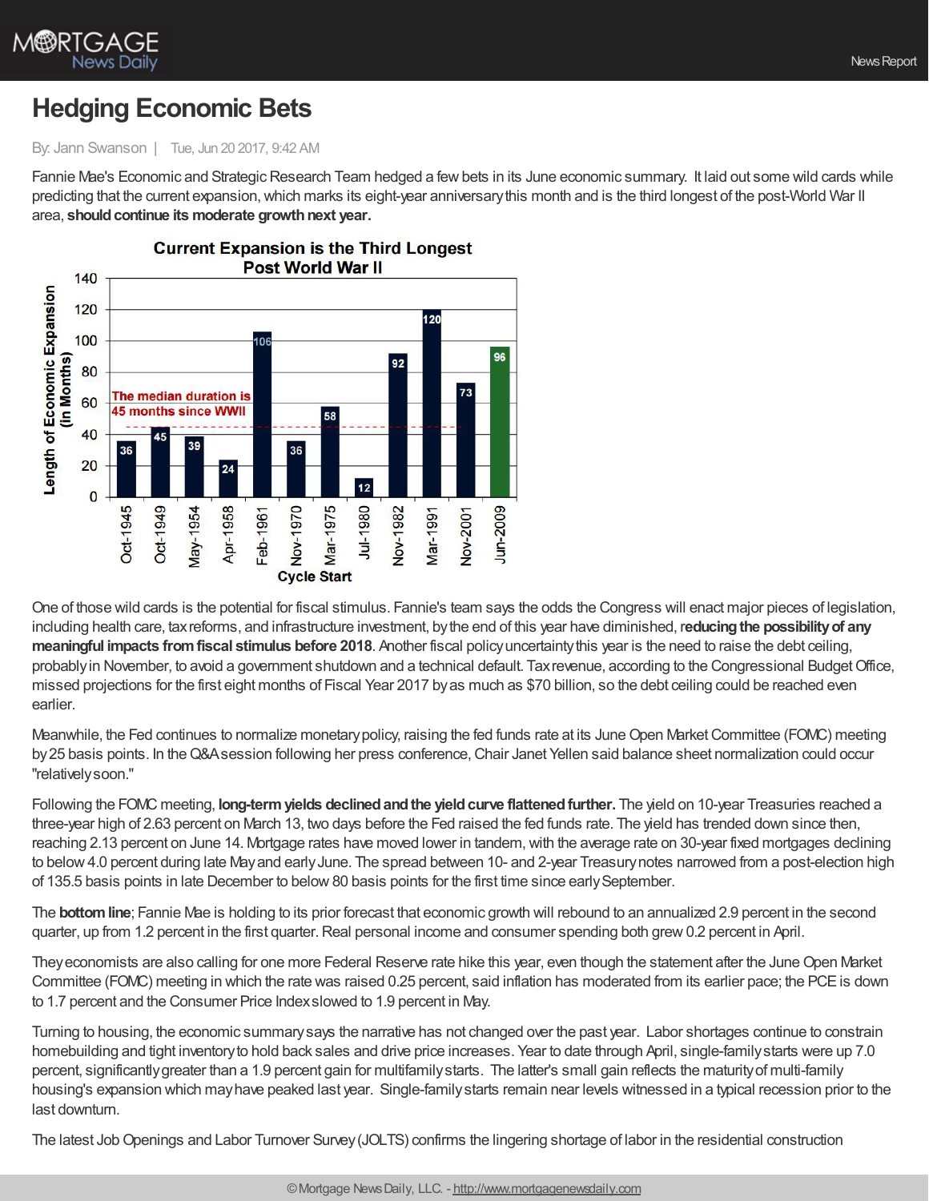# Hedging Economic Bets

By: Jann Swanson | Tue, Jun 20 2017, 9:42 AM

Fannie Mae's Economic and Strategic Research Team hedged a few bets in its June economic summary. It laid out some wild cards while predicting that the current expansion, which marks its eight-year anniversary this month and is the third longest of the post-World War II area, **should continue its moderate growth next year.**

**Current Expansion is the Third Longest Post World War II**

| Cycle Start | Length of Economic Expansion (in Months) |
|---|---|
| Oct-1945 | 36 |
| Oct-1949 | 45 |
| May-1954 | 39 |
| Apr-1958 | 24 |
| Feb-1961 | 106 |
| Nov-1970 | 36 |
| Mar-1975 | 58 |
| Jul-1980 | 12 |
| Nov-1982 | 92 |
| Mar-1991 | 120 |
| Nov-2001 | 73 |
| Jun-2009 | 96 |

The median duration is 45 months since WWII

One of those wild cards is the potential for fiscal stimulus. Fannie's team says the odds the Congress will enact major pieces of legislation, including health care, tax reforms, and infrastructure investment, by the end of this year have diminished, **reducing the possibility of any meaningful impacts from fiscal stimulus before 2018**. Another fiscal policy uncertainty this year is the need to raise the debt ceiling, probably in November, to avoid a government shutdown and a technical default. Tax revenue, according to the Congressional Budget Office, missed projections for the first eight months of Fiscal Year 2017 by as much as $70 billion, so the debt ceiling could be reached even earlier.

Meanwhile, the Fed continues to normalize monetary policy, raising the fed funds rate at its June Open Market Committee (FOMC) meeting by 25 basis points. In the Q&A session following her press conference, Chair Janet Yellen said balance sheet normalization could occur "relatively soon."

Following the FOMC meeting, **long-term yields declined and the yield curve flattened further.** The yield on 10-year Treasuries reached a three-year high of 2.63 percent on March 13, two days before the Fed raised the fed funds rate. The yield has trended down since then, reaching 2.13 percent on June 14. Mortgage rates have moved lower in tandem, with the average rate on 30-year fixed mortgages declining to below 4.0 percent during late May and early June. The spread between 10- and 2-year Treasury notes narrowed from a post-election high of 135.5 basis points in late December to below 80 basis points for the first time since early September.

The **bottom line**; Fannie Mae is holding to its prior forecast that economic growth will rebound to an annualized 2.9 percent in the second quarter, up from 1.2 percent in the first quarter. Real personal income and consumer spending both grew 0.2 percent in April.

They economists are also calling for one more Federal Reserve rate hike this year, even though the statement after the June Open Market Committee (FOMC) meeting in which the rate was raised 0.25 percent, said inflation has moderated from its earlier pace; the PCE is down to 1.7 percent and the Consumer Price Index slowed to 1.9 percent in May.

Turning to housing, the economic summary says the narrative has not changed over the past year. Labor shortages continue to constrain homebuilding and tight inventory to hold back sales and drive price increases. Year to date through April, single-family starts were up 7.0 percent, significantly greater than a 1.9 percent gain for multifamily starts. The latter's small gain reflects the maturity of multi-family housing's expansion which may have peaked last year. Single-family starts remain near levels witnessed in a typical recession prior to the last downturn.

The latest Job Openings and Labor Turnover Survey (JOLTS) confirms the lingering shortage of labor in the residential construction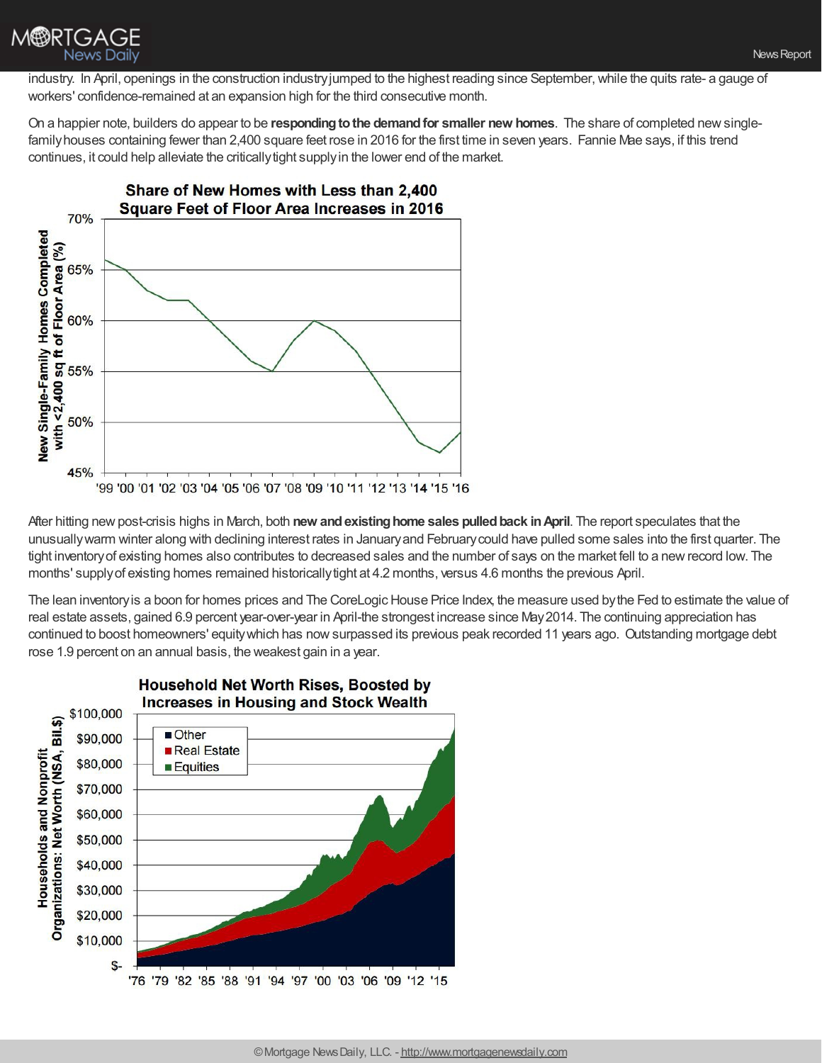industry. In April, openings in the construction industry jumped to the highest reading since September, while the quits rate- a gauge of workers' confidence-remained at an expansion high for the third consecutive month.

On a happier note, builders do appear to be **responding to the demand for smaller new homes**. The share of completed new single-family houses containing fewer than 2,400 square feet rose in 2016 for the first time in seven years. Fannie Mae says, if this trend continues, it could help alleviate the critically tight supply in the lower end of the market.

After hitting new post-crisis highs in March, both **new and existing home sales pulled back in April**. The report speculates that the unusually warm winter along with declining interest rates in January and February could have pulled some sales into the first quarter. The tight inventory of existing homes also contributes to decreased sales and the number of says on the market fell to a new record low. The months' supply of existing homes remained historically tight at 4.2 months, versus 4.6 months the previous April.

The lean inventory is a boon for homes prices and The CoreLogic House Price Index, the measure used by the Fed to estimate the value of real estate assets, gained 6.9 percent year-over-year in April-the strongest increase since May 2014. The continuing appreciation has continued to boost homeowners' equity which has now surpassed its previous peak recorded 11 years ago. Outstanding mortgage debt rose 1.9 percent on an annual basis, the weakest gain in a year.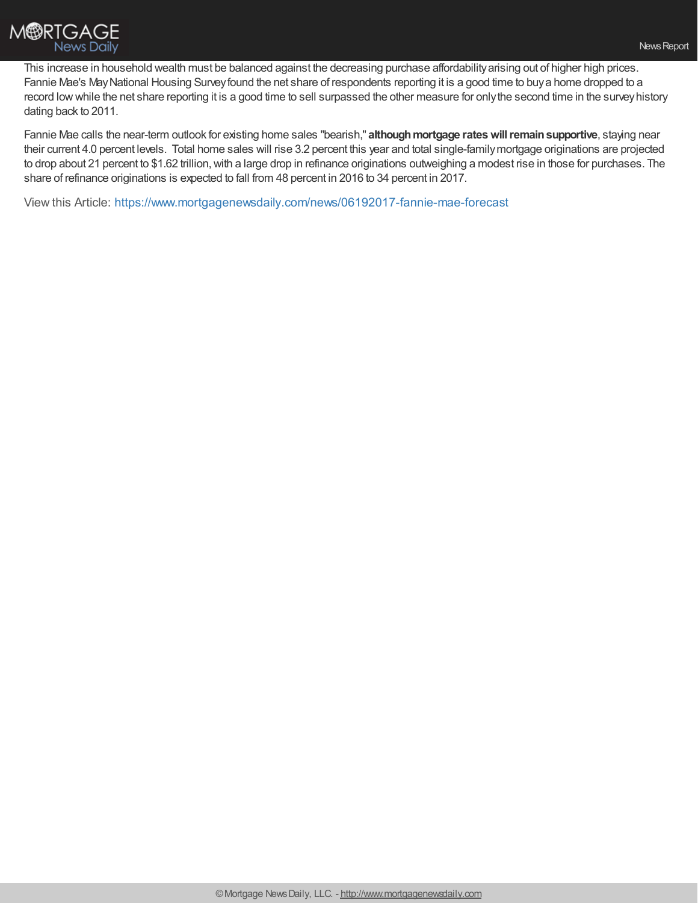This increase in household wealth must be balanced against the decreasing purchase affordability arising out of higher high prices. Fannie Mae's May National Housing Survey found the net share of respondents reporting it is a good time to buy a home dropped to a record low while the net share reporting it is a good time to sell surpassed the other measure for only the second time in the survey history dating back to 2011.

Fannie Mae calls the near-term outlook for existing home sales "bearish," **although mortgage rates will remain supportive**, staying near their current 4.0 percent levels. Total home sales will rise 3.2 percent this year and total single-family mortgage originations are projected to drop about 21 percent to $1.62 trillion, with a large drop in refinance originations outweighing a modest rise in those for purchases. The share of refinance originations is expected to fall from 48 percent in 2016 to 34 percent in 2017.

View this Article: https://www.mortgagenewsdaily.com/news/06192017-fannie-mae-forecast